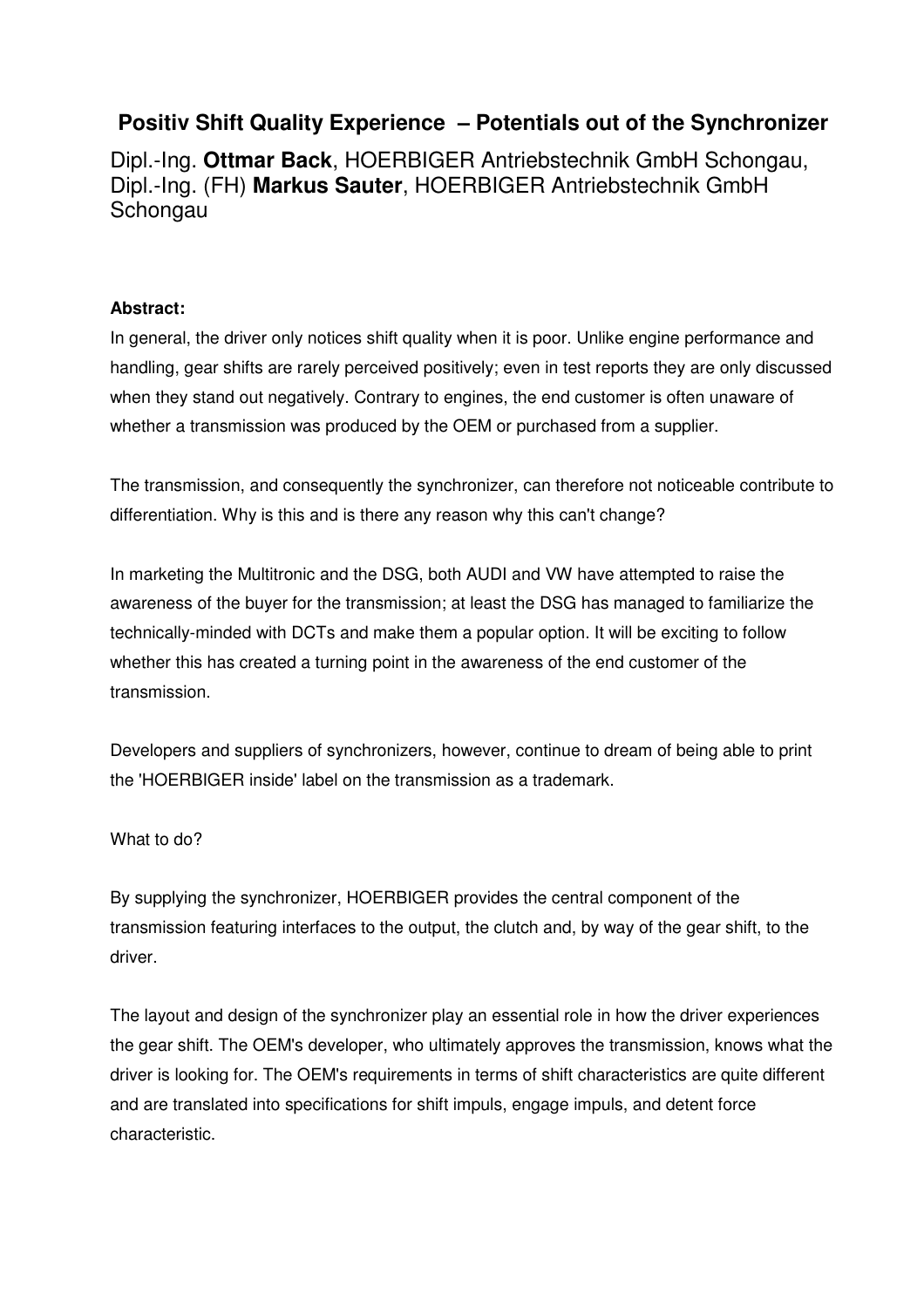# Positiv Shift Quality Experience – Potentials out of the Synchronizer

Dipl.-Ing. **Ottmar Back**, HOERBIGER Antriebstechnik GmbH Schongau,
Dipl.-Ing. (FH) **Markus Sauter**, HOERBIGER Antriebstechnik GmbH Schongau

**Abstract:**

In general, the driver only notices shift quality when it is poor. Unlike engine performance and handling, gear shifts are rarely perceived positively; even in test reports they are only discussed when they stand out negatively. Contrary to engines, the end customer is often unaware of whether a transmission was produced by the OEM or purchased from a supplier.

The transmission, and consequently the synchronizer, can therefore not noticeable contribute to differentiation. Why is this and is there any reason why this can't change?

In marketing the Multitronic and the DSG, both AUDI and VW have attempted to raise the awareness of the buyer for the transmission; at least the DSG has managed to familiarize the technically-minded with DCTs and make them a popular option. It will be exciting to follow whether this has created a turning point in the awareness of the end customer of the transmission.

Developers and suppliers of synchronizers, however, continue to dream of being able to print the 'HOERBIGER inside' label on the transmission as a trademark.

What to do?

By supplying the synchronizer, HOERBIGER provides the central component of the transmission featuring interfaces to the output, the clutch and, by way of the gear shift, to the driver.

The layout and design of the synchronizer play an essential role in how the driver experiences the gear shift. The OEM's developer, who ultimately approves the transmission, knows what the driver is looking for. The OEM's requirements in terms of shift characteristics are quite different and are translated into specifications for shift impuls, engage impuls, and detent force characteristic.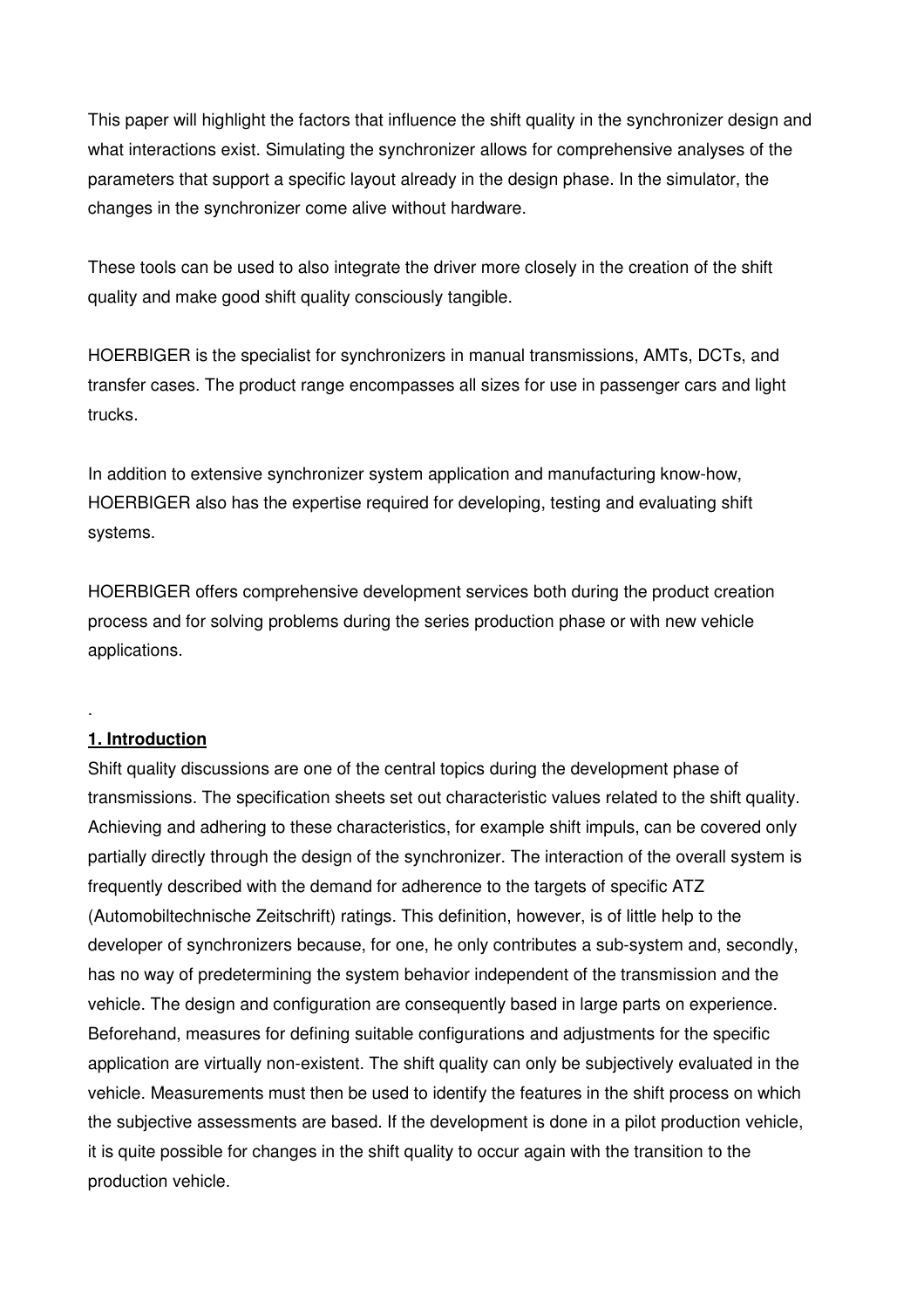This paper will highlight the factors that influence the shift quality in the synchronizer design and what interactions exist. Simulating the synchronizer allows for comprehensive analyses of the parameters that support a specific layout already in the design phase. In the simulator, the changes in the synchronizer come alive without hardware.

These tools can be used to also integrate the driver more closely in the creation of the shift quality and make good shift quality consciously tangible.

HOERBIGER is the specialist for synchronizers in manual transmissions, AMTs, DCTs, and transfer cases. The product range encompasses all sizes for use in passenger cars and light trucks.

In addition to extensive synchronizer system application and manufacturing know-how, HOERBIGER also has the expertise required for developing, testing and evaluating shift systems.

HOERBIGER offers comprehensive development services both during the product creation process and for solving problems during the series production phase or with new vehicle applications.

.

## 1. Introduction

Shift quality discussions are one of the central topics during the development phase of transmissions. The specification sheets set out characteristic values related to the shift quality. Achieving and adhering to these characteristics, for example shift impuls, can be covered only partially directly through the design of the synchronizer. The interaction of the overall system is frequently described with the demand for adherence to the targets of specific ATZ (Automobiltechnische Zeitschrift) ratings. This definition, however, is of little help to the developer of synchronizers because, for one, he only contributes a sub-system and, secondly, has no way of predetermining the system behavior independent of the transmission and the vehicle. The design and configuration are consequently based in large parts on experience. Beforehand, measures for defining suitable configurations and adjustments for the specific application are virtually non-existent. The shift quality can only be subjectively evaluated in the vehicle. Measurements must then be used to identify the features in the shift process on which the subjective assessments are based. If the development is done in a pilot production vehicle, it is quite possible for changes in the shift quality to occur again with the transition to the production vehicle.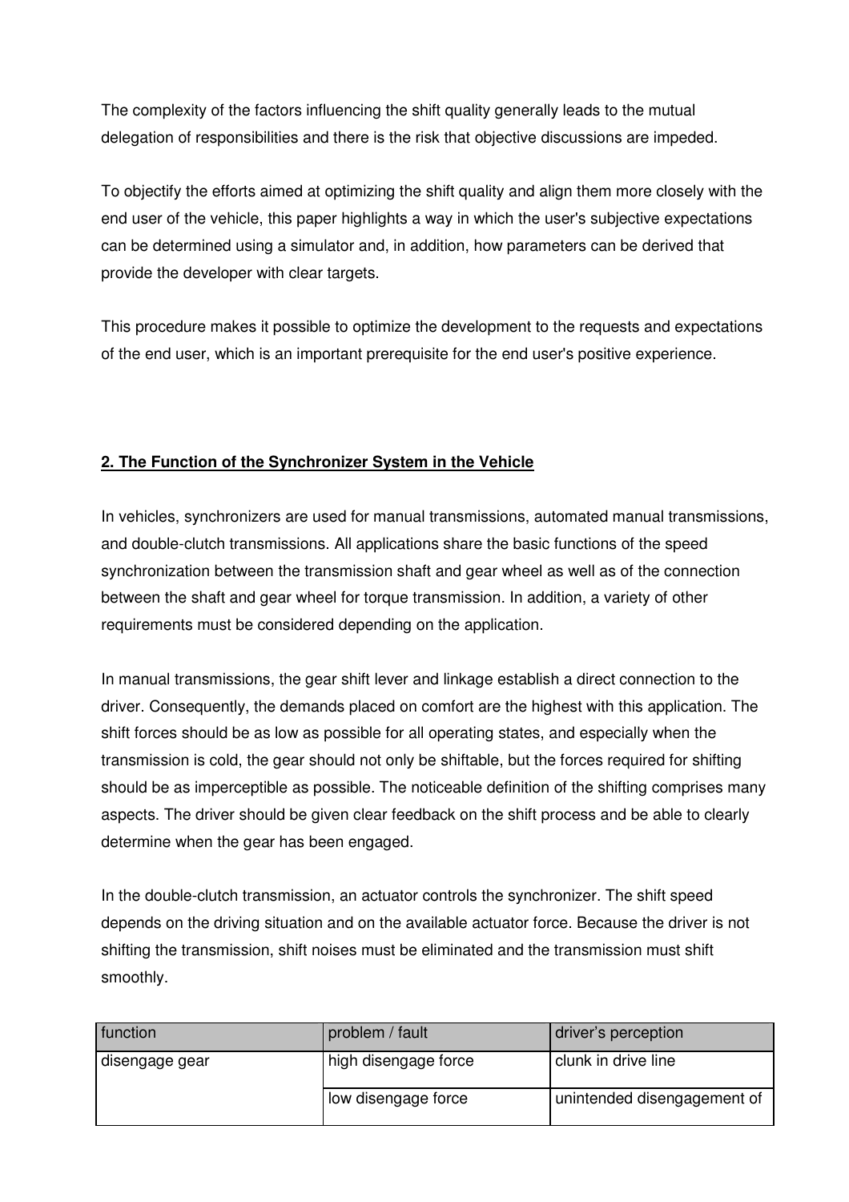The complexity of the factors influencing the shift quality generally leads to the mutual delegation of responsibilities and there is the risk that objective discussions are impeded.

To objectify the efforts aimed at optimizing the shift quality and align them more closely with the end user of the vehicle, this paper highlights a way in which the user's subjective expectations can be determined using a simulator and, in addition, how parameters can be derived that provide the developer with clear targets.

This procedure makes it possible to optimize the development to the requests and expectations of the end user, which is an important prerequisite for the end user's positive experience.

## 2. The Function of the Synchronizer System in the Vehicle

In vehicles, synchronizers are used for manual transmissions, automated manual transmissions, and double-clutch transmissions. All applications share the basic functions of the speed synchronization between the transmission shaft and gear wheel as well as of the connection between the shaft and gear wheel for torque transmission. In addition, a variety of other requirements must be considered depending on the application.

In manual transmissions, the gear shift lever and linkage establish a direct connection to the driver. Consequently, the demands placed on comfort are the highest with this application. The shift forces should be as low as possible for all operating states, and especially when the transmission is cold, the gear should not only be shiftable, but the forces required for shifting should be as imperceptible as possible. The noticeable definition of the shifting comprises many aspects. The driver should be given clear feedback on the shift process and be able to clearly determine when the gear has been engaged.

In the double-clutch transmission, an actuator controls the synchronizer. The shift speed depends on the driving situation and on the available actuator force. Because the driver is not shifting the transmission, shift noises must be eliminated and the transmission must shift smoothly.

| function | problem / fault | driver's perception |
|---|---|---|
| disengage gear | high disengage force | clunk in drive line |
| | low disengage force | unintended disengagement of |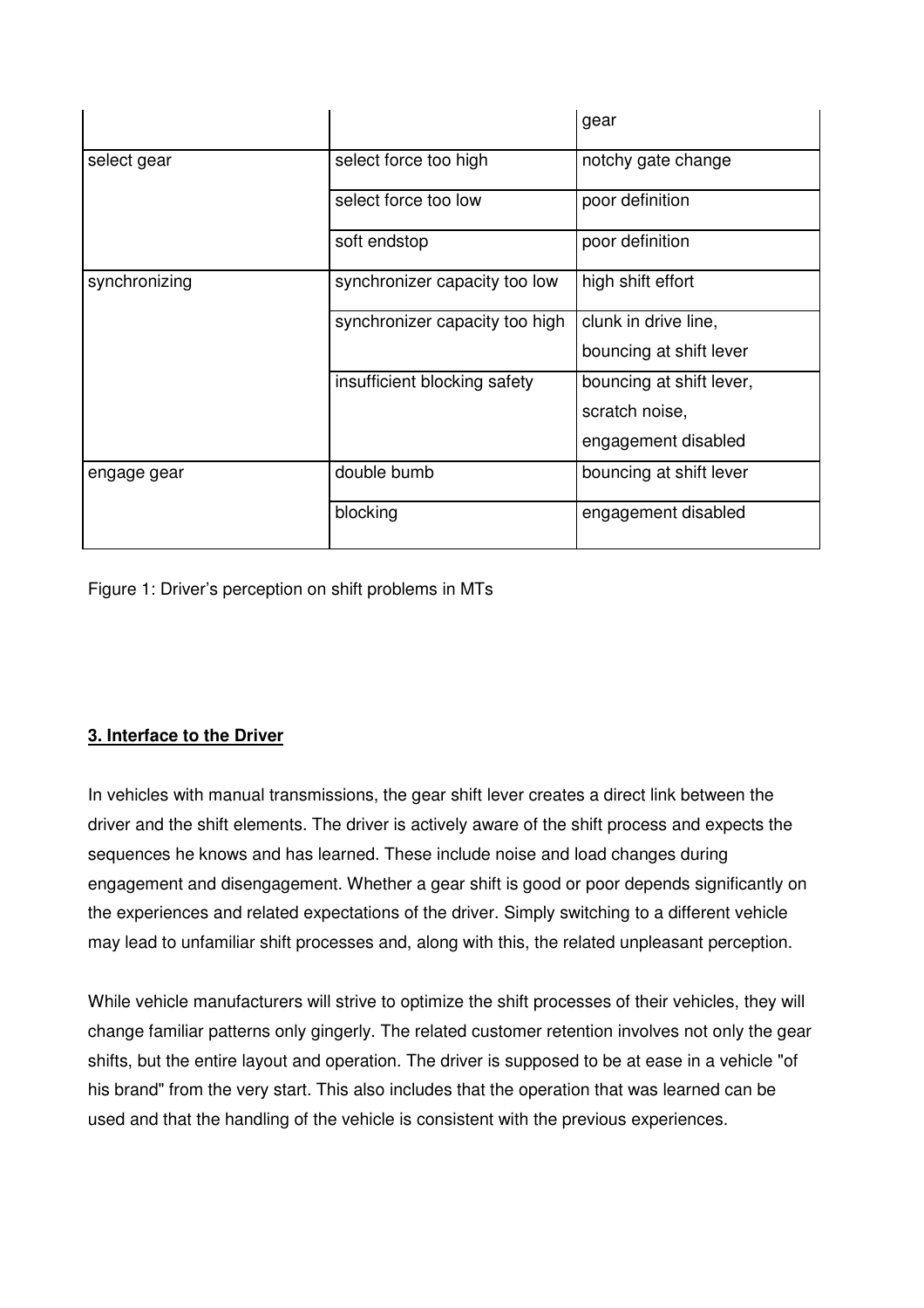| | | gear |
|---|---|---|
| select gear | select force too high | notchy gate change |
| | select force too low | poor definition |
| | soft endstop | poor definition |
| synchronizing | synchronizer capacity too low | high shift effort |
| | synchronizer capacity too high | clunk in drive line, bouncing at shift lever |
| | insufficient blocking safety | bouncing at shift lever, scratch noise, engagement disabled |
| engage gear | double bumb | bouncing at shift lever |
| | blocking | engagement disabled |

Figure 1: Driver's perception on shift problems in MTs

**3. Interface to the Driver**

In vehicles with manual transmissions, the gear shift lever creates a direct link between the driver and the shift elements. The driver is actively aware of the shift process and expects the sequences he knows and has learned. These include noise and load changes during engagement and disengagement. Whether a gear shift is good or poor depends significantly on the experiences and related expectations of the driver. Simply switching to a different vehicle may lead to unfamiliar shift processes and, along with this, the related unpleasant perception.

While vehicle manufacturers will strive to optimize the shift processes of their vehicles, they will change familiar patterns only gingerly. The related customer retention involves not only the gear shifts, but the entire layout and operation. The driver is supposed to be at ease in a vehicle "of his brand" from the very start. This also includes that the operation that was learned can be used and that the handling of the vehicle is consistent with the previous experiences.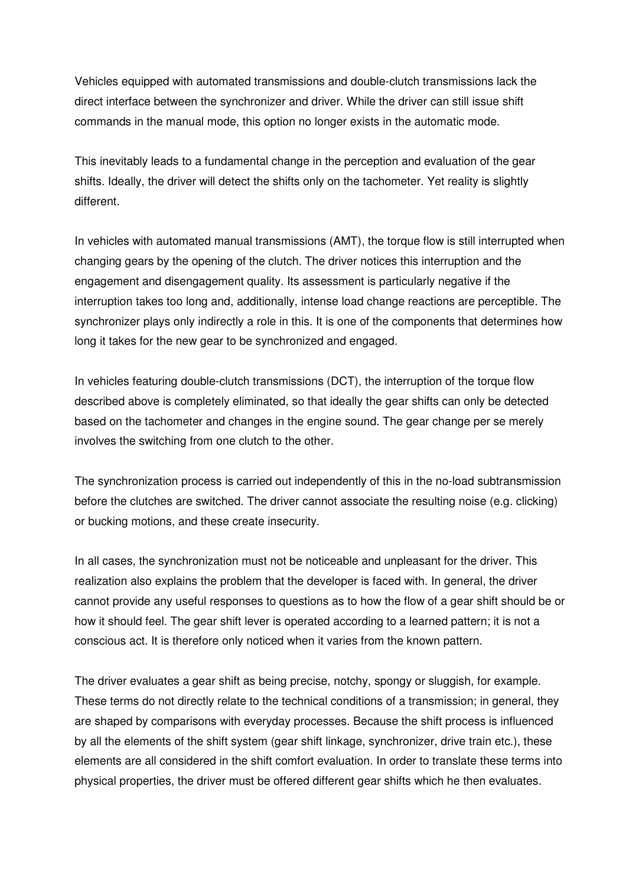Vehicles equipped with automated transmissions and double-clutch transmissions lack the direct interface between the synchronizer and driver. While the driver can still issue shift commands in the manual mode, this option no longer exists in the automatic mode.

This inevitably leads to a fundamental change in the perception and evaluation of the gear shifts. Ideally, the driver will detect the shifts only on the tachometer. Yet reality is slightly different.

In vehicles with automated manual transmissions (AMT), the torque flow is still interrupted when changing gears by the opening of the clutch. The driver notices this interruption and the engagement and disengagement quality. Its assessment is particularly negative if the interruption takes too long and, additionally, intense load change reactions are perceptible. The synchronizer plays only indirectly a role in this. It is one of the components that determines how long it takes for the new gear to be synchronized and engaged.

In vehicles featuring double-clutch transmissions (DCT), the interruption of the torque flow described above is completely eliminated, so that ideally the gear shifts can only be detected based on the tachometer and changes in the engine sound. The gear change per se merely involves the switching from one clutch to the other.

The synchronization process is carried out independently of this in the no-load subtransmission before the clutches are switched. The driver cannot associate the resulting noise (e.g. clicking) or bucking motions, and these create insecurity.

In all cases, the synchronization must not be noticeable and unpleasant for the driver. This realization also explains the problem that the developer is faced with. In general, the driver cannot provide any useful responses to questions as to how the flow of a gear shift should be or how it should feel. The gear shift lever is operated according to a learned pattern; it is not a conscious act. It is therefore only noticed when it varies from the known pattern.

The driver evaluates a gear shift as being precise, notchy, spongy or sluggish, for example. These terms do not directly relate to the technical conditions of a transmission; in general, they are shaped by comparisons with everyday processes. Because the shift process is influenced by all the elements of the shift system (gear shift linkage, synchronizer, drive train etc.), these elements are all considered in the shift comfort evaluation. In order to translate these terms into physical properties, the driver must be offered different gear shifts which he then evaluates.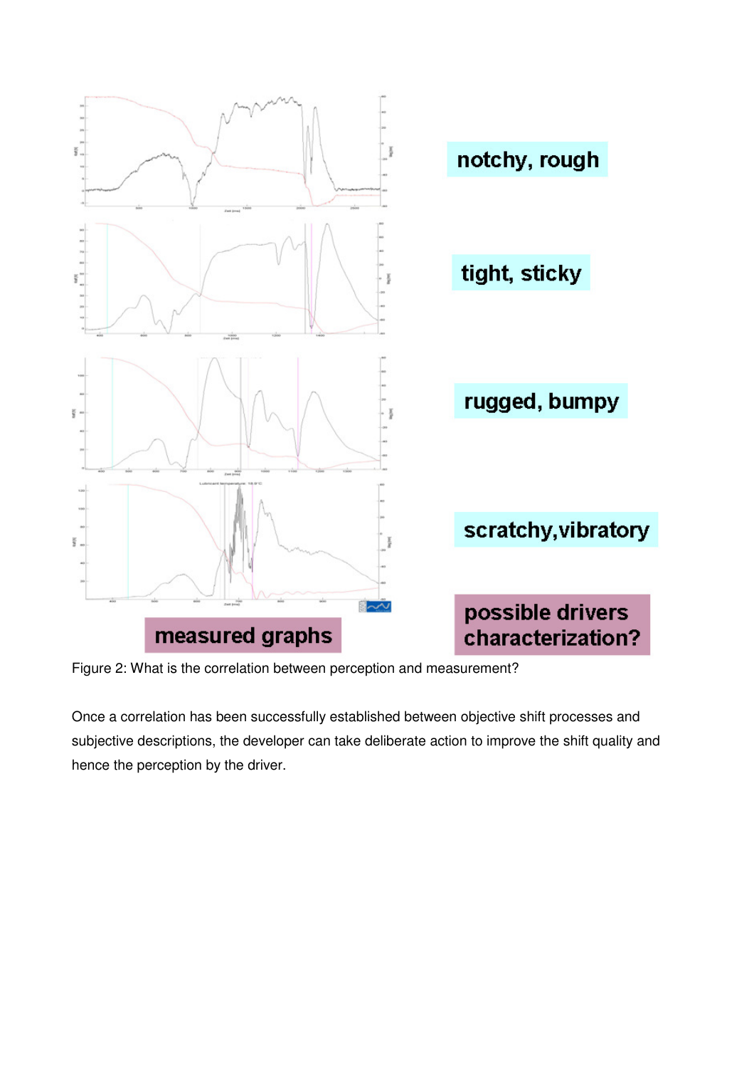notchy, rough

tight, sticky

rugged, bumpy

scratchy,vibratory

measured graphs

possible drivers characterization?

Figure 2: What is the correlation between perception and measurement?

Once a correlation has been successfully established between objective shift processes and subjective descriptions, the developer can take deliberate action to improve the shift quality and hence the perception by the driver.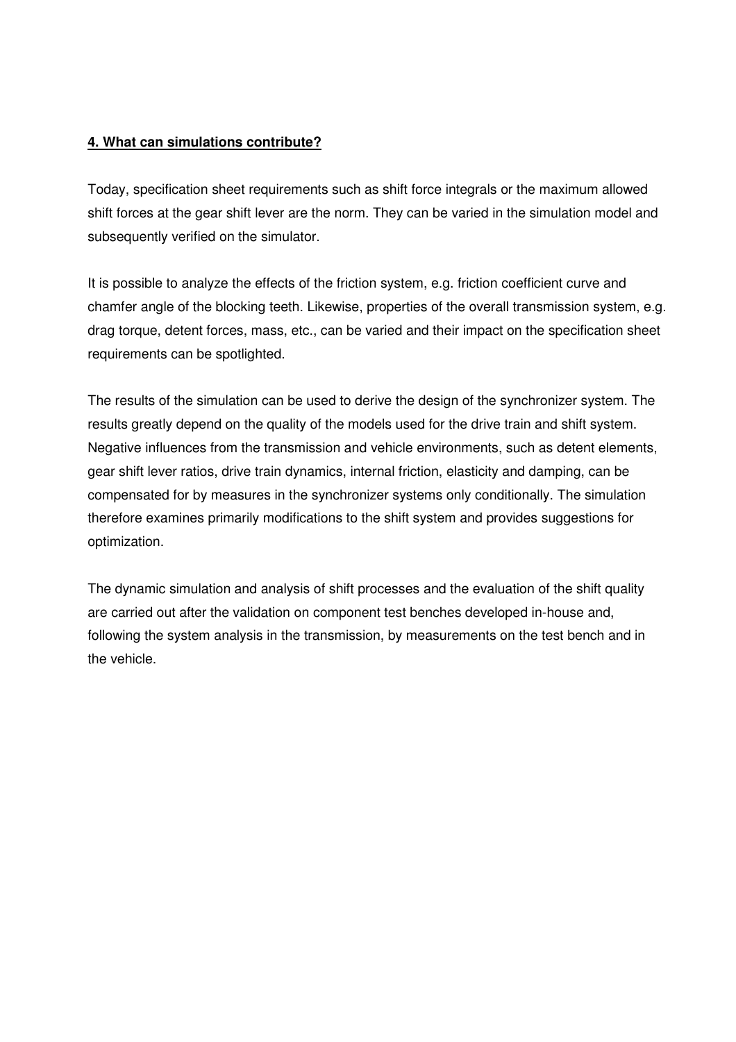## 4. What can simulations contribute?

Today, specification sheet requirements such as shift force integrals or the maximum allowed shift forces at the gear shift lever are the norm. They can be varied in the simulation model and subsequently verified on the simulator.

It is possible to analyze the effects of the friction system, e.g. friction coefficient curve and chamfer angle of the blocking teeth. Likewise, properties of the overall transmission system, e.g. drag torque, detent forces, mass, etc., can be varied and their impact on the specification sheet requirements can be spotlighted.

The results of the simulation can be used to derive the design of the synchronizer system. The results greatly depend on the quality of the models used for the drive train and shift system. Negative influences from the transmission and vehicle environments, such as detent elements, gear shift lever ratios, drive train dynamics, internal friction, elasticity and damping, can be compensated for by measures in the synchronizer systems only conditionally. The simulation therefore examines primarily modifications to the shift system and provides suggestions for optimization.

The dynamic simulation and analysis of shift processes and the evaluation of the shift quality are carried out after the validation on component test benches developed in-house and, following the system analysis in the transmission, by measurements on the test bench and in the vehicle.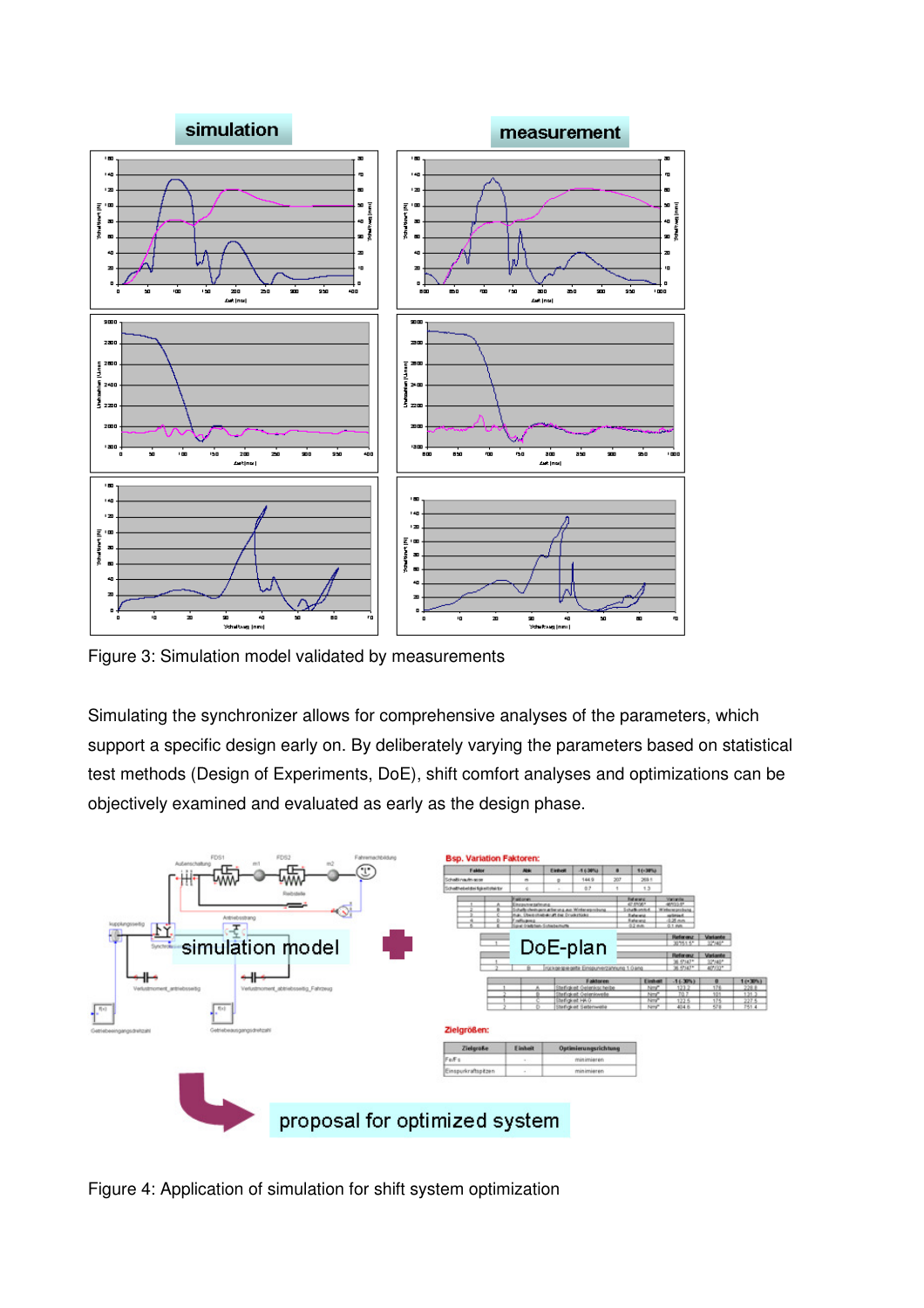Figure 3: Simulation model validated by measurements

Simulating the synchronizer allows for comprehensive analyses of the parameters, which support a specific design early on. By deliberately varying the parameters based on statistical test methods (Design of Experiments, DoE), shift comfort analyses and optimizations can be objectively examined and evaluated as early as the design phase.

Figure 4: Application of simulation for shift system optimization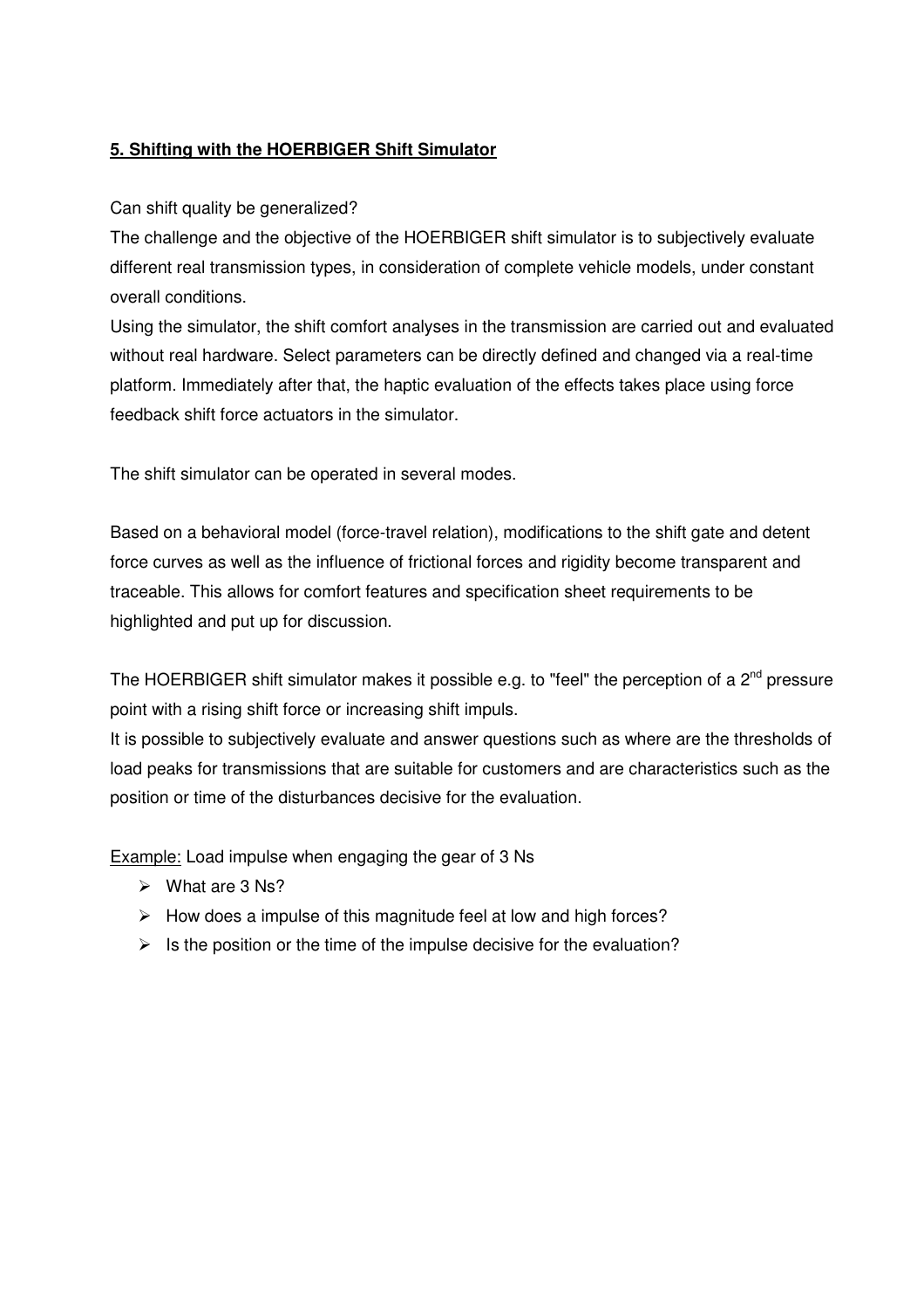## 5. Shifting with the HOERBIGER Shift Simulator

Can shift quality be generalized?

The challenge and the objective of the HOERBIGER shift simulator is to subjectively evaluate different real transmission types, in consideration of complete vehicle models, under constant overall conditions.

Using the simulator, the shift comfort analyses in the transmission are carried out and evaluated without real hardware. Select parameters can be directly defined and changed via a real-time platform. Immediately after that, the haptic evaluation of the effects takes place using force feedback shift force actuators in the simulator.

The shift simulator can be operated in several modes.

Based on a behavioral model (force-travel relation), modifications to the shift gate and detent force curves as well as the influence of frictional forces and rigidity become transparent and traceable. This allows for comfort features and specification sheet requirements to be highlighted and put up for discussion.

The HOERBIGER shift simulator makes it possible e.g. to "feel" the perception of a 2nd pressure point with a rising shift force or increasing shift impuls.

It is possible to subjectively evaluate and answer questions such as where are the thresholds of load peaks for transmissions that are suitable for customers and are characteristics such as the position or time of the disturbances decisive for the evaluation.

Example: Load impulse when engaging the gear of 3 Ns

- What are 3 Ns?
- How does a impulse of this magnitude feel at low and high forces?
- Is the position or the time of the impulse decisive for the evaluation?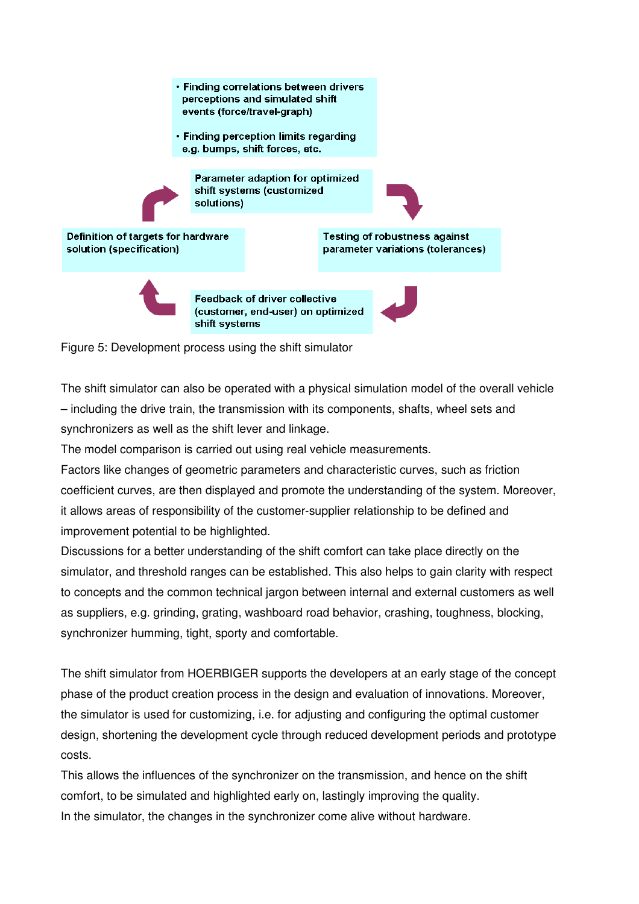- Finding correlations between drivers perceptions and simulated shift events (force/travel-graph)
- Finding perception limits regarding e.g. bumps, shift forces, etc.

Parameter adaption for optimized shift systems (customized solutions)

Testing of robustness against parameter variations (tolerances)

Feedback of driver collective (customer, end-user) on optimized shift systems

Definition of targets for hardware solution (specification)

Figure 5: Development process using the shift simulator

The shift simulator can also be operated with a physical simulation model of the overall vehicle – including the drive train, the transmission with its components, shafts, wheel sets and synchronizers as well as the shift lever and linkage.

The model comparison is carried out using real vehicle measurements.

Factors like changes of geometric parameters and characteristic curves, such as friction coefficient curves, are then displayed and promote the understanding of the system. Moreover, it allows areas of responsibility of the customer-supplier relationship to be defined and improvement potential to be highlighted.

Discussions for a better understanding of the shift comfort can take place directly on the simulator, and threshold ranges can be established. This also helps to gain clarity with respect to concepts and the common technical jargon between internal and external customers as well as suppliers, e.g. grinding, grating, washboard road behavior, crashing, toughness, blocking, synchronizer humming, tight, sporty and comfortable.

The shift simulator from HOERBIGER supports the developers at an early stage of the concept phase of the product creation process in the design and evaluation of innovations. Moreover, the simulator is used for customizing, i.e. for adjusting and configuring the optimal customer design, shortening the development cycle through reduced development periods and prototype costs.

This allows the influences of the synchronizer on the transmission, and hence on the shift comfort, to be simulated and highlighted early on, lastingly improving the quality.

In the simulator, the changes in the synchronizer come alive without hardware.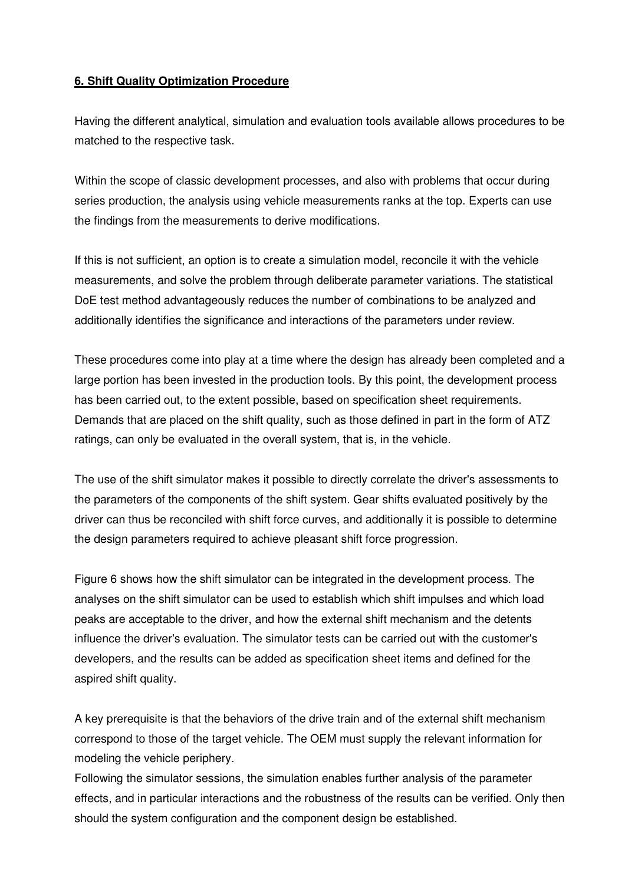## 6. Shift Quality Optimization Procedure

Having the different analytical, simulation and evaluation tools available allows procedures to be matched to the respective task.

Within the scope of classic development processes, and also with problems that occur during series production, the analysis using vehicle measurements ranks at the top. Experts can use the findings from the measurements to derive modifications.

If this is not sufficient, an option is to create a simulation model, reconcile it with the vehicle measurements, and solve the problem through deliberate parameter variations. The statistical DoE test method advantageously reduces the number of combinations to be analyzed and additionally identifies the significance and interactions of the parameters under review.

These procedures come into play at a time where the design has already been completed and a large portion has been invested in the production tools. By this point, the development process has been carried out, to the extent possible, based on specification sheet requirements. Demands that are placed on the shift quality, such as those defined in part in the form of ATZ ratings, can only be evaluated in the overall system, that is, in the vehicle.

The use of the shift simulator makes it possible to directly correlate the driver's assessments to the parameters of the components of the shift system. Gear shifts evaluated positively by the driver can thus be reconciled with shift force curves, and additionally it is possible to determine the design parameters required to achieve pleasant shift force progression.

Figure 6 shows how the shift simulator can be integrated in the development process. The analyses on the shift simulator can be used to establish which shift impulses and which load peaks are acceptable to the driver, and how the external shift mechanism and the detents influence the driver's evaluation. The simulator tests can be carried out with the customer's developers, and the results can be added as specification sheet items and defined for the aspired shift quality.

A key prerequisite is that the behaviors of the drive train and of the external shift mechanism correspond to those of the target vehicle. The OEM must supply the relevant information for modeling the vehicle periphery.
Following the simulator sessions, the simulation enables further analysis of the parameter effects, and in particular interactions and the robustness of the results can be verified. Only then should the system configuration and the component design be established.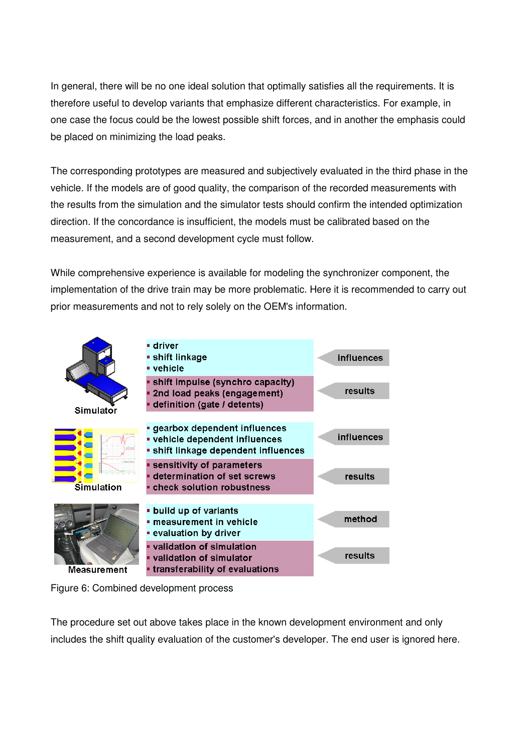In general, there will be no one ideal solution that optimally satisfies all the requirements. It is therefore useful to develop variants that emphasize different characteristics. For example, in one case the focus could be the lowest possible shift forces, and in another the emphasis could be placed on minimizing the load peaks.

The corresponding prototypes are measured and subjectively evaluated in the third phase in the vehicle. If the models are of good quality, the comparison of the recorded measurements with the results from the simulation and the simulator tests should confirm the intended optimization direction. If the concordance is insufficient, the models must be calibrated based on the measurement, and a second development cycle must follow.

While comprehensive experience is available for modeling the synchronizer component, the implementation of the drive train may be more problematic. Here it is recommended to carry out prior measurements and not to rely solely on the OEM's information.

| | | |
|---|---|---|
| Simulator | ▪ driver<br>▪ shift linkage<br>▪ vehicle | influences |
| | ▪ shift impulse (synchro capacity)<br>▪ 2nd load peaks (engagement)<br>▪ definition (gate / detents) | results |
| Simulation | ▪ gearbox dependent influences<br>▪ vehicle dependent influences<br>▪ shift linkage dependent influences | influences |
| | ▪ sensitivity of parameters<br>▪ determination of set screws<br>▪ check solution robustness | results |
| Measurement | ▪ build up of variants<br>▪ measurement in vehicle<br>▪ evaluation by driver | method |
| | ▪ validation of simulation<br>▪ validation of simulator<br>▪ transferability of evaluations | results |

Figure 6: Combined development process

The procedure set out above takes place in the known development environment and only includes the shift quality evaluation of the customer's developer. The end user is ignored here.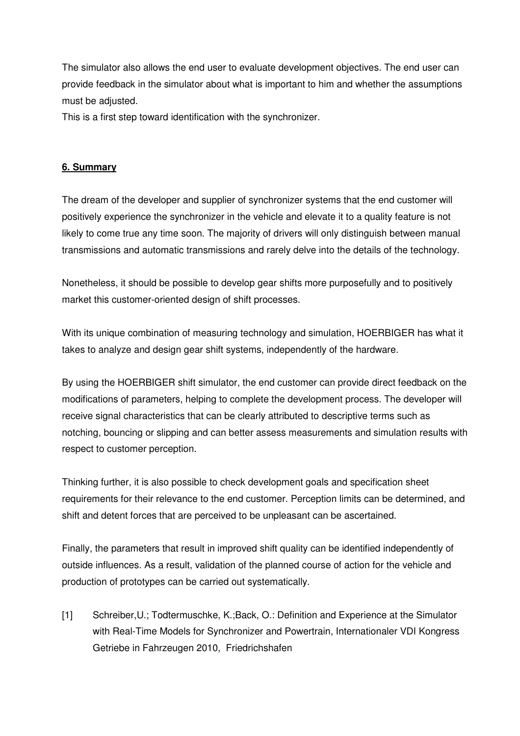The simulator also allows the end user to evaluate development objectives. The end user can provide feedback in the simulator about what is important to him and whether the assumptions must be adjusted.
This is a first step toward identification with the synchronizer.

## 6. Summary

The dream of the developer and supplier of synchronizer systems that the end customer will positively experience the synchronizer in the vehicle and elevate it to a quality feature is not likely to come true any time soon. The majority of drivers will only distinguish between manual transmissions and automatic transmissions and rarely delve into the details of the technology.

Nonetheless, it should be possible to develop gear shifts more purposefully and to positively market this customer-oriented design of shift processes.

With its unique combination of measuring technology and simulation, HOERBIGER has what it takes to analyze and design gear shift systems, independently of the hardware.

By using the HOERBIGER shift simulator, the end customer can provide direct feedback on the modifications of parameters, helping to complete the development process. The developer will receive signal characteristics that can be clearly attributed to descriptive terms such as notching, bouncing or slipping and can better assess measurements and simulation results with respect to customer perception.

Thinking further, it is also possible to check development goals and specification sheet requirements for their relevance to the end customer. Perception limits can be determined, and shift and detent forces that are perceived to be unpleasant can be ascertained.

Finally, the parameters that result in improved shift quality can be identified independently of outside influences. As a result, validation of the planned course of action for the vehicle and production of prototypes can be carried out systematically.

[1] Schreiber,U.; Todtermuschke, K.;Back, O.: Definition and Experience at the Simulator with Real-Time Models for Synchronizer and Powertrain, Internationaler VDI Kongress Getriebe in Fahrzeugen 2010, Friedrichshafen